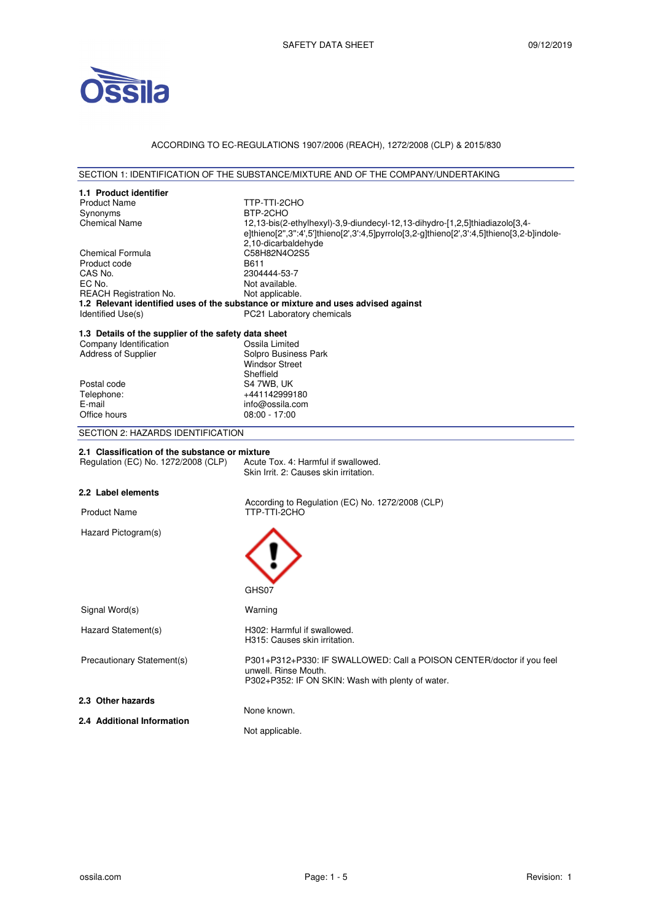SAFETY DATA SHEET

09/12/2019

ACCORDING TO EC-REGULATIONS 1907/2006 (REACH), 1272/2008 (CLP) & 2015/830

## SECTION 1: IDENTIFICATION OF THE SUBSTANCE/MIXTURE AND OF THE COMPANY/UNDERTAKING

### 1.1 Product identifier

| | |
|---|---|
| Product Name | TTP-TTI-2CHO |
| Synonyms | BTP-2CHO |
| Chemical Name | 12,13-bis(2-ethylhexyl)-3,9-diundecyl-12,13-dihydro-[1,2,5]thiadiazolo[3,4-e]thieno[2",3":4',5']thieno[2',3':4,5]pyrrolo[3,2-g]thieno[2',3':4,5]thieno[3,2-b]indole-2,10-dicarbaldehyde |
| Chemical Formula | $C_{58}H_{82}N_4O_2S_5$ |
| Product code | B611 |
| CAS No. | 2304444-53-7 |
| EC No. | Not available. |
| REACH Registration No. | Not applicable. |

### 1.2 Relevant identified uses of the substance or mixture and uses advised against

| | |
|---|---|
| Identified Use(s) | PC21 Laboratory chemicals |

### 1.3 Details of the supplier of the safety data sheet

| | |
|---|---|
| Company Identification | Ossila Limited |
| Address of Supplier | Solpro Business Park<br>Windsor Street<br>Sheffield |
| Postal code | S4 7WB, UK |
| Telephone: | +441142999180 |
| E-mail | info@ossila.com |
| Office hours | 08:00 - 17:00 |

## SECTION 2: HAZARDS IDENTIFICATION

### 2.1 Classification of the substance or mixture

| | |
|---|---|
| Regulation (EC) No. 1272/2008 (CLP) | Acute Tox. 4: Harmful if swallowed.<br>Skin Irrit. 2: Causes skin irritation. |

### 2.2 Label elements

| | |
|---|---|
| | According to Regulation (EC) No. 1272/2008 (CLP) |
| Product Name | TTP-TTI-2CHO |
| Hazard Pictogram(s) | GHS07 |
| Signal Word(s) | Warning |
| Hazard Statement(s) | H302: Harmful if swallowed.<br>H315: Causes skin irritation. |
| Precautionary Statement(s) | P301+P312+P330: IF SWALLOWED: Call a POISON CENTER/doctor if you feel unwell. Rinse Mouth.<br>P302+P352: IF ON SKIN: Wash with plenty of water. |

### 2.3 Other hazards

None known.

### 2.4 Additional Information

Not applicable.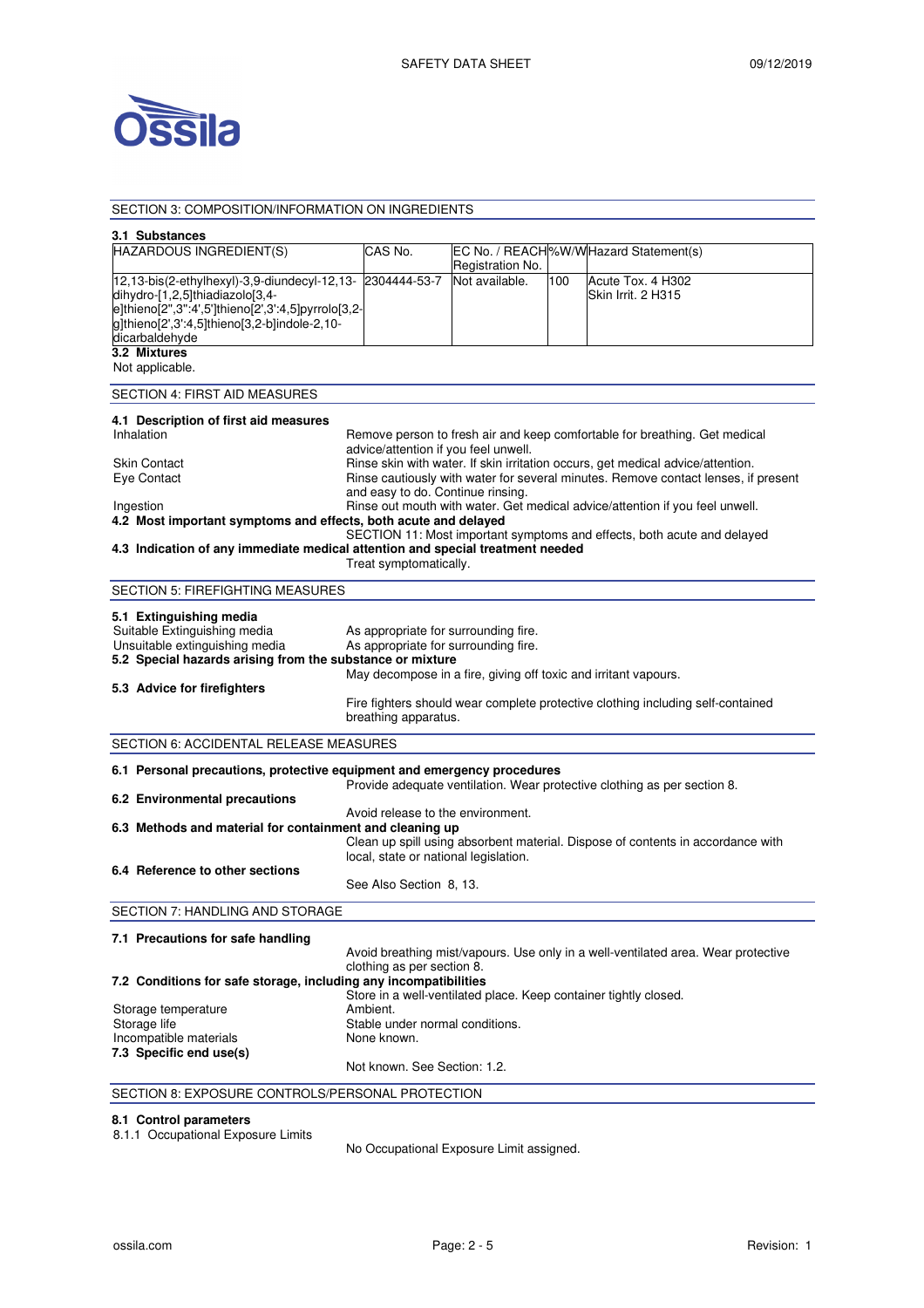## SECTION 3: COMPOSITION/INFORMATION ON INGREDIENTS

### 3.1 Substances

| HAZARDOUS INGREDIENT(S) | CAS No. | EC No. / REACH Registration No. | %W/W | Hazard Statement(s) |
|---|---|---|---|---|
| 12,13-bis(2-ethylhexyl)-3,9-diundecyl-12,13-dihydro-[1,2,5]thiadiazolo[3,4-e]thieno[2",3":4',5']thieno[2',3':4,5]pyrrolo[3,2-g]thieno[2',3':4,5]thieno[3,2-b]indole-2,10-dicarbaldehyde | 2304444-53-7 | Not available. | 100 | Acute Tox. 4 H302<br>Skin Irrit. 2 H315 |

### 3.2 Mixtures

Not applicable.

## SECTION 4: FIRST AID MEASURES

### 4.1 Description of first aid measures

| | |
|---|---|
| Inhalation | Remove person to fresh air and keep comfortable for breathing. Get medical advice/attention if you feel unwell. |
| Skin Contact | Rinse skin with water. If skin irritation occurs, get medical advice/attention. |
| Eye Contact | Rinse cautiously with water for several minutes. Remove contact lenses, if present and easy to do. Continue rinsing. |
| Ingestion | Rinse out mouth with water. Get medical advice/attention if you feel unwell. |

### 4.2 Most important symptoms and effects, both acute and delayed

SECTION 11: Most important symptoms and effects, both acute and delayed

### 4.3 Indication of any immediate medical attention and special treatment needed

Treat symptomatically.

## SECTION 5: FIREFIGHTING MEASURES

### 5.1 Extinguishing media

| | |
|---|---|
| Suitable Extinguishing media | As appropriate for surrounding fire. |
| Unsuitable extinguishing media | As appropriate for surrounding fire. |

### 5.2 Special hazards arising from the substance or mixture

May decompose in a fire, giving off toxic and irritant vapours.

### 5.3 Advice for firefighters

Fire fighters should wear complete protective clothing including self-contained breathing apparatus.

## SECTION 6: ACCIDENTAL RELEASE MEASURES

### 6.1 Personal precautions, protective equipment and emergency procedures

Provide adequate ventilation. Wear protective clothing as per section 8.

### 6.2 Environmental precautions

Avoid release to the environment.

### 6.3 Methods and material for containment and cleaning up

Clean up spill using absorbent material. Dispose of contents in accordance with local, state or national legislation.

### 6.4 Reference to other sections

See Also Section 8, 13.

## SECTION 7: HANDLING AND STORAGE

### 7.1 Precautions for safe handling

Avoid breathing mist/vapours. Use only in a well-ventilated area. Wear protective clothing as per section 8.

### 7.2 Conditions for safe storage, including any incompatibilities

Store in a well-ventilated place. Keep container tightly closed.

| | |
|---|---|
| Storage temperature | Ambient. |
| Storage life | Stable under normal conditions. |
| Incompatible materials | None known. |

### 7.3 Specific end use(s)

Not known. See Section: 1.2.

## SECTION 8: EXPOSURE CONTROLS/PERSONAL PROTECTION

### 8.1 Control parameters

8.1.1 Occupational Exposure Limits

No Occupational Exposure Limit assigned.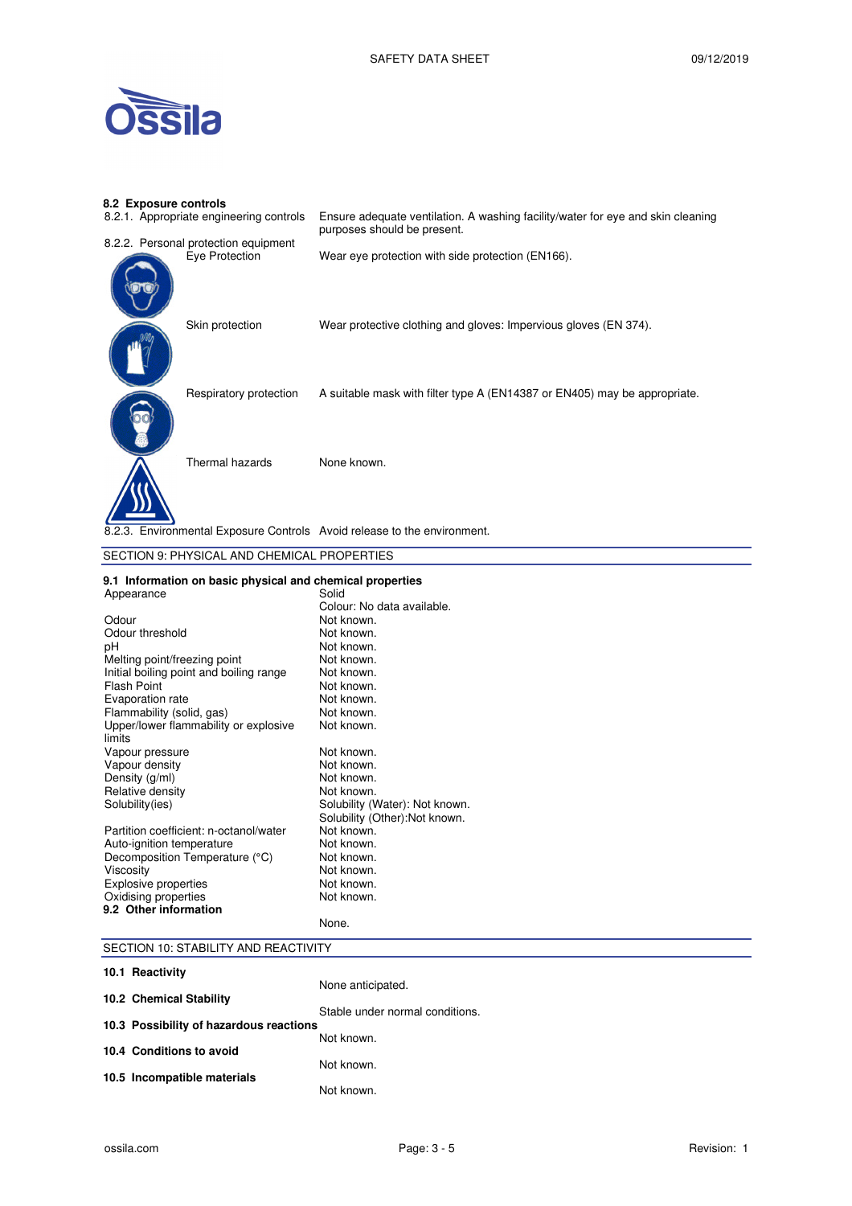### 8.2 Exposure controls

| | |
|---|---|
| 8.2.1. Appropriate engineering controls | Ensure adequate ventilation. A washing facility/water for eye and skin cleaning purposes should be present. |
| 8.2.2. Personal protection equipment | |
| Eye Protection | Wear eye protection with side protection (EN166). |
| Skin protection | Wear protective clothing and gloves: Impervious gloves (EN 374). |
| Respiratory protection | A suitable mask with filter type A (EN14387 or EN405) may be appropriate. |
| Thermal hazards | None known. |
| 8.2.3. Environmental Exposure Controls | Avoid release to the environment. |

## SECTION 9: PHYSICAL AND CHEMICAL PROPERTIES

### 9.1 Information on basic physical and chemical properties

| | |
|---|---|
| Appearance | Solid<br>Colour: No data available. |
| Odour | Not known. |
| Odour threshold | Not known. |
| pH | Not known. |
| Melting point/freezing point | Not known. |
| Initial boiling point and boiling range | Not known. |
| Flash Point | Not known. |
| Evaporation rate | Not known. |
| Flammability (solid, gas) | Not known. |
| Upper/lower flammability or explosive limits | Not known. |
| Vapour pressure | Not known. |
| Vapour density | Not known. |
| Density (g/ml) | Not known. |
| Relative density | Not known. |
| Solubility(ies) | Solubility (Water): Not known.<br>Solubility (Other):Not known. |
| Partition coefficient: n-octanol/water | Not known. |
| Auto-ignition temperature | Not known. |
| Decomposition Temperature (°C) | Not known. |
| Viscosity | Not known. |
| Explosive properties | Not known. |
| Oxidising properties | Not known. |

### 9.2 Other information

None.

## SECTION 10: STABILITY AND REACTIVITY

### 10.1 Reactivity

None anticipated.

### 10.2 Chemical Stability

Stable under normal conditions.

### 10.3 Possibility of hazardous reactions

Not known.

### 10.4 Conditions to avoid

Not known.

### 10.5 Incompatible materials

Not known.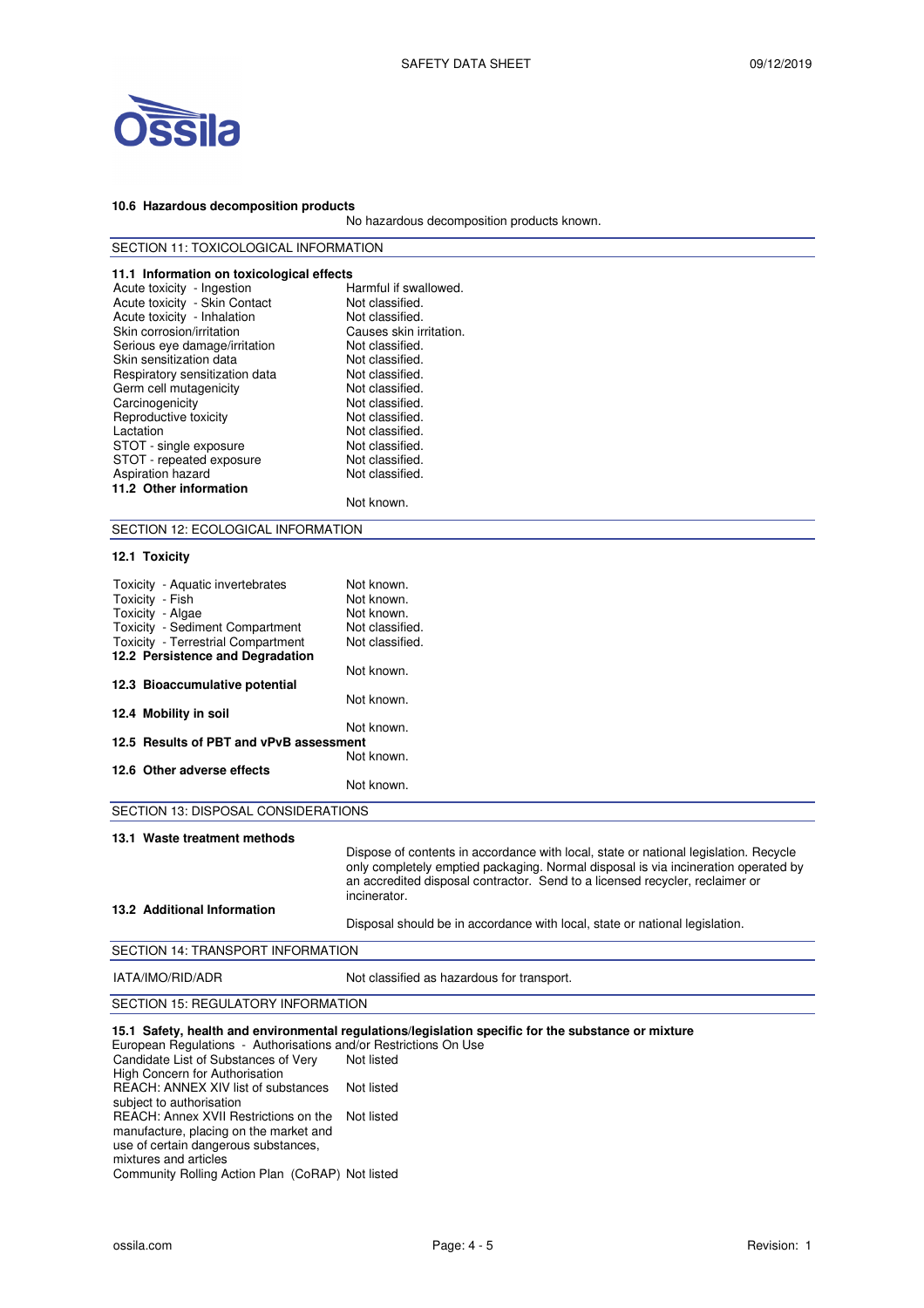#### 10.6 Hazardous decomposition products

No hazardous decomposition products known.

## SECTION 11: TOXICOLOGICAL INFORMATION

#### 11.1 Information on toxicological effects

| | |
|---|---|
| Acute toxicity - Ingestion | Harmful if swallowed. |
| Acute toxicity - Skin Contact | Not classified. |
| Acute toxicity - Inhalation | Not classified. |
| Skin corrosion/irritation | Causes skin irritation. |
| Serious eye damage/irritation | Not classified. |
| Skin sensitization data | Not classified. |
| Respiratory sensitization data | Not classified. |
| Germ cell mutagenicity | Not classified. |
| Carcinogenicity | Not classified. |
| Reproductive toxicity | Not classified. |
| Lactation | Not classified. |
| STOT - single exposure | Not classified. |
| STOT - repeated exposure | Not classified. |
| Aspiration hazard | Not classified. |

#### 11.2 Other information

Not known.

## SECTION 12: ECOLOGICAL INFORMATION

#### 12.1 Toxicity

| | |
|---|---|
| Toxicity - Aquatic invertebrates | Not known. |
| Toxicity - Fish | Not known. |
| Toxicity - Algae | Not known. |
| Toxicity - Sediment Compartment | Not classified. |
| Toxicity - Terrestrial Compartment | Not classified. |

#### 12.2 Persistence and Degradation

Not known.

#### 12.3 Bioaccumulative potential

Not known.

#### 12.4 Mobility in soil

Not known.

#### 12.5 Results of PBT and vPvB assessment

Not known.

#### 12.6 Other adverse effects

Not known.

## SECTION 13: DISPOSAL CONSIDERATIONS

#### 13.1 Waste treatment methods

Dispose of contents in accordance with local, state or national legislation. Recycle only completely emptied packaging. Normal disposal is via incineration operated by an accredited disposal contractor. Send to a licensed recycler, reclaimer or incinerator.

#### 13.2 Additional Information

Disposal should be in accordance with local, state or national legislation.

## SECTION 14: TRANSPORT INFORMATION

| | |
|---|---|
| IATA/IMO/RID/ADR | Not classified as hazardous for transport. |

## SECTION 15: REGULATORY INFORMATION

#### 15.1 Safety, health and environmental regulations/legislation specific for the substance or mixture

European Regulations - Authorisations and/or Restrictions On Use

| | |
|---|---|
| Candidate List of Substances of Very High Concern for Authorisation | Not listed |
| REACH: ANNEX XIV list of substances subject to authorisation | Not listed |
| REACH: Annex XVII Restrictions on the manufacture, placing on the market and use of certain dangerous substances, mixtures and articles | Not listed |
| Community Rolling Action Plan (CoRAP) | Not listed |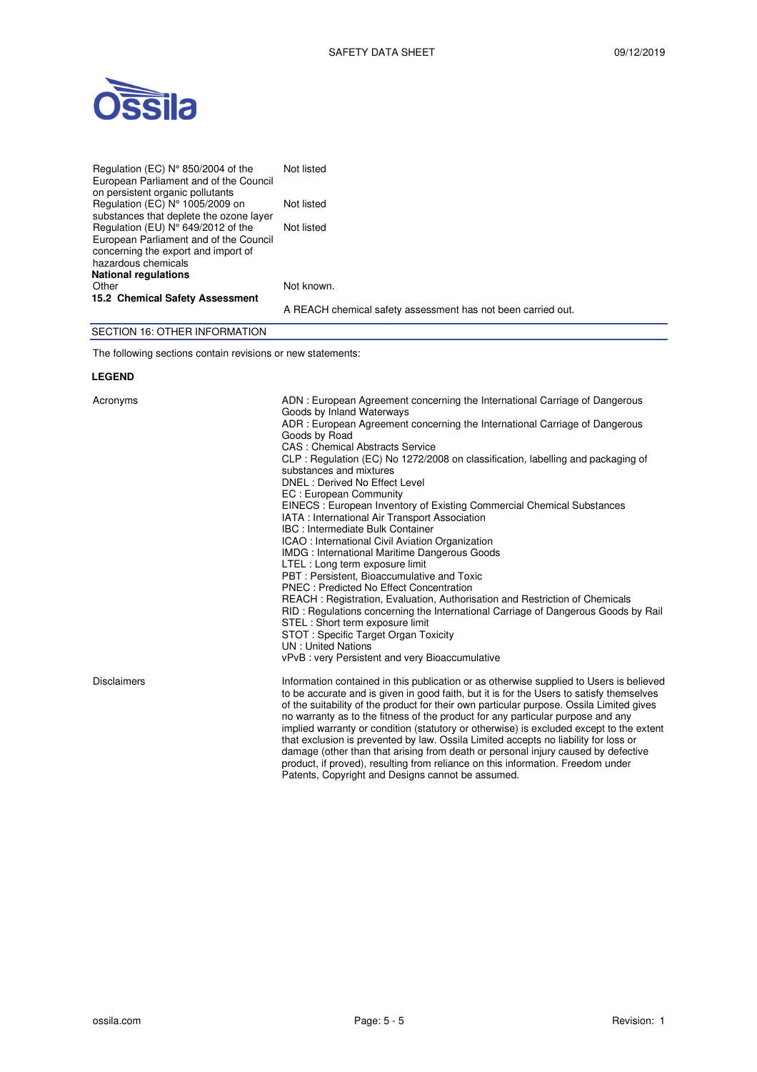| | |
|---|---|
| Regulation (EC) N° 850/2004 of the European Parliament and of the Council on persistent organic pollutants | Not listed |
| Regulation (EC) N° 1005/2009 on substances that deplete the ozone layer | Not listed |
| Regulation (EU) N° 649/2012 of the European Parliament and of the Council concerning the export and import of hazardous chemicals | Not listed |

**National regulations**

| | |
|---|---|
| Other | Not known. |

**15.2 Chemical Safety Assessment**

A REACH chemical safety assessment has not been carried out.

## SECTION 16: OTHER INFORMATION

The following sections contain revisions or new statements:

**LEGEND**

Acronyms

ADN : European Agreement concerning the International Carriage of Dangerous Goods by Inland Waterways
ADR : European Agreement concerning the International Carriage of Dangerous Goods by Road
CAS : Chemical Abstracts Service
CLP : Regulation (EC) No 1272/2008 on classification, labelling and packaging of substances and mixtures
DNEL : Derived No Effect Level
EC : European Community
EINECS : European Inventory of Existing Commercial Chemical Substances
IATA : International Air Transport Association
IBC : Intermediate Bulk Container
ICAO : International Civil Aviation Organization
IMDG : International Maritime Dangerous Goods
LTEL : Long term exposure limit
PBT : Persistent, Bioaccumulative and Toxic
PNEC : Predicted No Effect Concentration
REACH : Registration, Evaluation, Authorisation and Restriction of Chemicals
RID : Regulations concerning the International Carriage of Dangerous Goods by Rail
STEL : Short term exposure limit
STOT : Specific Target Organ Toxicity
UN : United Nations
vPvB : very Persistent and very Bioaccumulative

Disclaimers

Information contained in this publication or as otherwise supplied to Users is believed to be accurate and is given in good faith, but it is for the Users to satisfy themselves of the suitability of the product for their own particular purpose. Ossila Limited gives no warranty as to the fitness of the product for any particular purpose and any implied warranty or condition (statutory or otherwise) is excluded except to the extent that exclusion is prevented by law. Ossila Limited accepts no liability for loss or damage (other than that arising from death or personal injury caused by defective product, if proved), resulting from reliance on this information. Freedom under Patents, Copyright and Designs cannot be assumed.